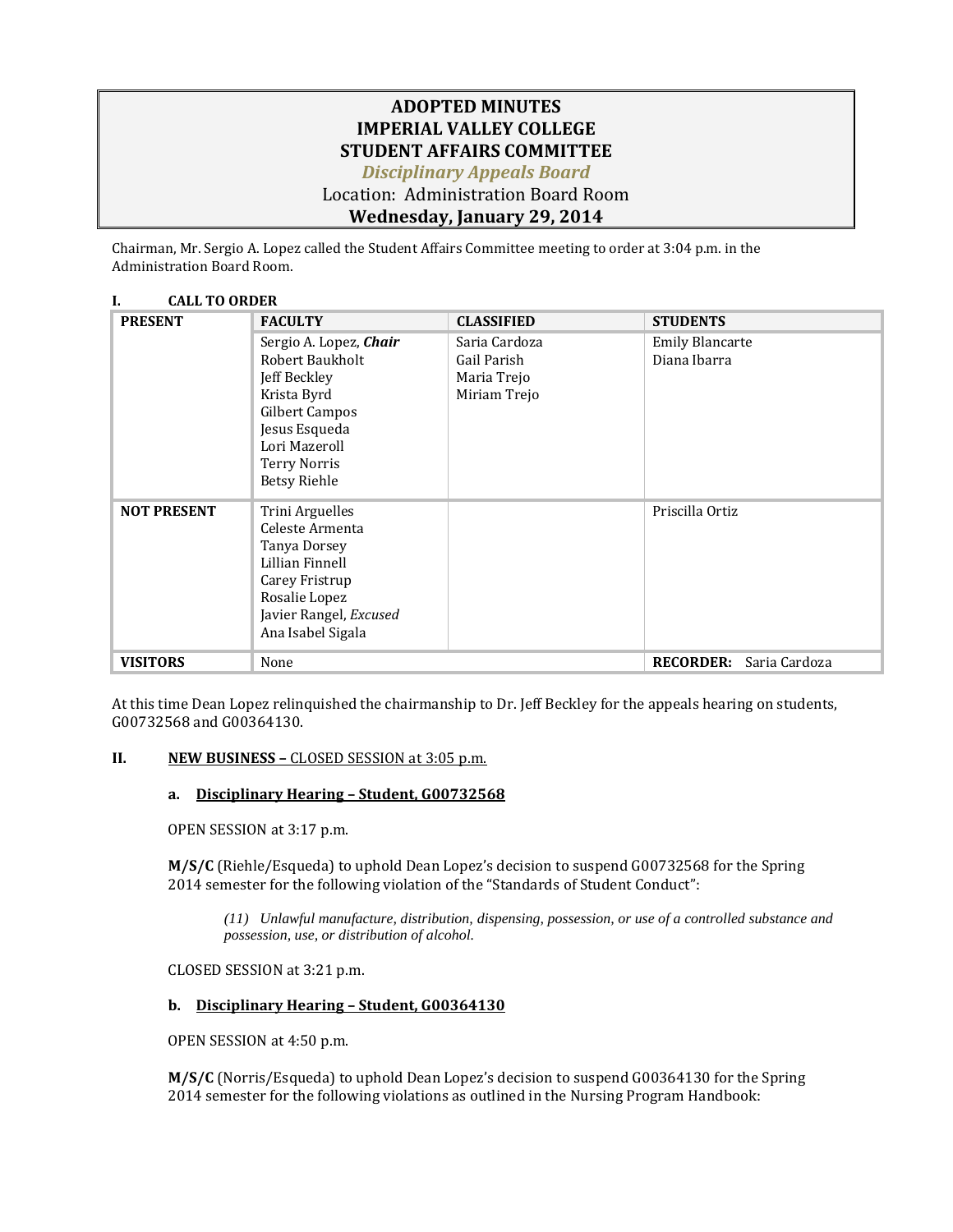# ADOPTED MINUTES
# IMPERIAL VALLEY COLLEGE
# STUDENT AFFAIRS COMMITTEE
## *Disciplinary Appeals Board*
Location: Administration Board Room
**Wednesday, January 29, 2014**

Chairman, Mr. Sergio A. Lopez called the Student Affairs Committee meeting to order at 3:04 p.m. in the Administration Board Room.

**I. CALL TO ORDER**

| **PRESENT** | **FACULTY** | **CLASSIFIED** | **STUDENTS** |
|---|---|---|---|
| | Sergio A. Lopez, ***Chair***<br>Robert Baukholt<br>Jeff Beckley<br>Krista Byrd<br>Gilbert Campos<br>Jesus Esqueda<br>Lori Mazeroll<br>Terry Norris<br>Betsy Riehle | Saria Cardoza<br>Gail Parish<br>Maria Trejo<br>Miriam Trejo | Emily Blancarte<br>Diana Ibarra |
| **NOT PRESENT** | Trini Arguelles<br>Celeste Armenta<br>Tanya Dorsey<br>Lillian Finnell<br>Carey Fristrup<br>Rosalie Lopez<br>Javier Rangel, *Excused*<br>Ana Isabel Sigala | | Priscilla Ortiz |
| **VISITORS** | None | | **RECORDER:** Saria Cardoza |

At this time Dean Lopez relinquished the chairmanship to Dr. Jeff Beckley for the appeals hearing on students, G00732568 and G00364130.

**II. <u>NEW BUSINESS –</u> <u>CLOSED SESSION at 3:05 p.m.</u>**

**a. <u>Disciplinary Hearing – Student, G00732568</u>**

OPEN SESSION at 3:17 p.m.

**M/S/C** (Riehle/Esqueda) to uphold Dean Lopez's decision to suspend G00732568 for the Spring 2014 semester for the following violation of the "Standards of Student Conduct":

> *(11) Unlawful manufacture, distribution, dispensing, possession, or use of a controlled substance and possession, use, or distribution of alcohol.*

CLOSED SESSION at 3:21 p.m.

**b. <u>Disciplinary Hearing – Student, G00364130</u>**

OPEN SESSION at 4:50 p.m.

**M/S/C** (Norris/Esqueda) to uphold Dean Lopez's decision to suspend G00364130 for the Spring 2014 semester for the following violations as outlined in the Nursing Program Handbook: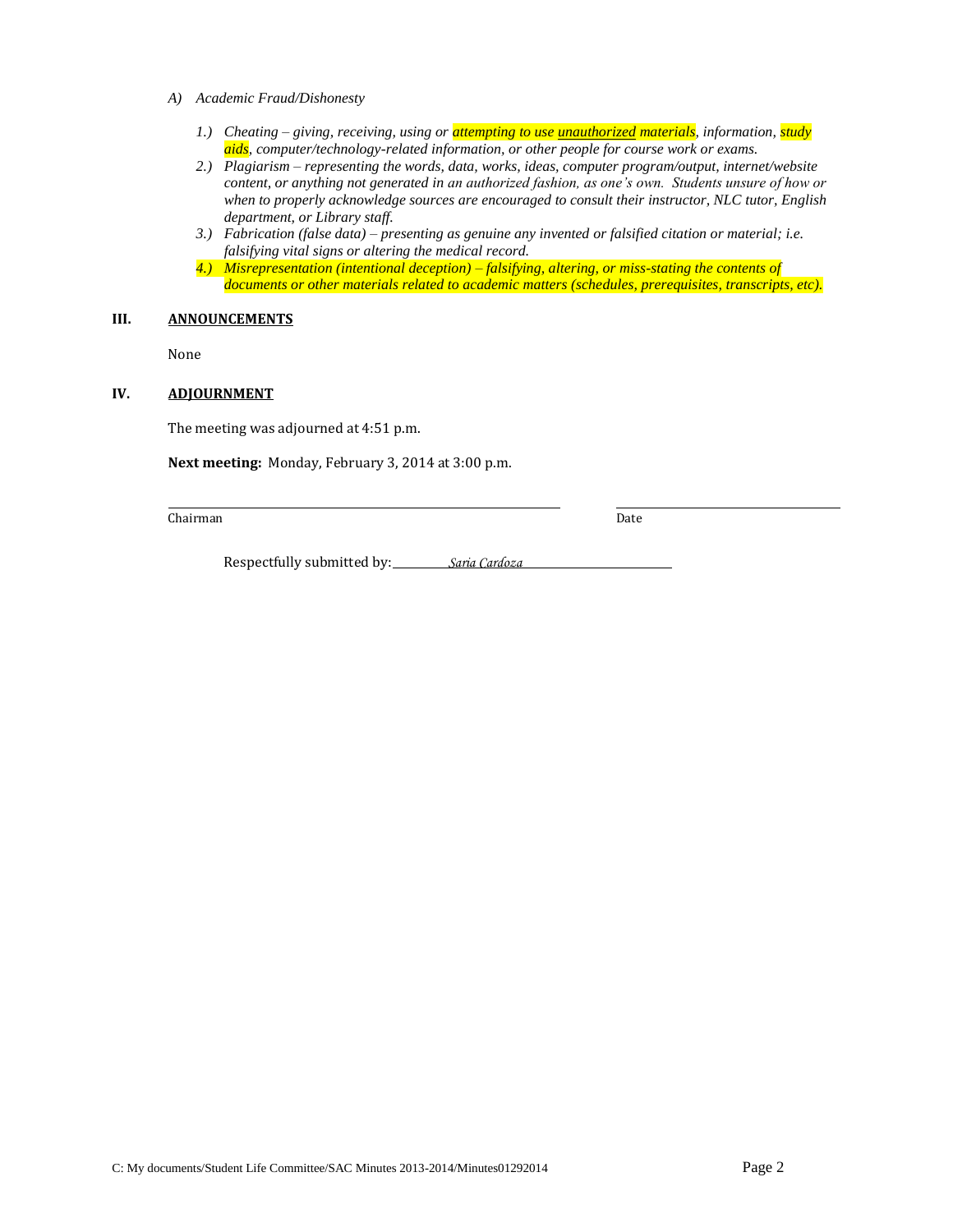*A) Academic Fraud/Dishonesty*

1.) *Cheating – giving, receiving, using or attempting to use unauthorized materials, information, study aids, computer/technology-related information, or other people for course work or exams.*
2.) *Plagiarism – representing the words, data, works, ideas, computer program/output, internet/website content, or anything not generated in an authorized fashion, as one's own. Students unsure of how or when to properly acknowledge sources are encouraged to consult their instructor, NLC tutor, English department, or Library staff.*
3.) *Fabrication (false data) – presenting as genuine any invented or falsified citation or material; i.e. falsifying vital signs or altering the medical record.*
4.) *Misrepresentation (intentional deception) – falsifying, altering, or miss-stating the contents of documents or other materials related to academic matters (schedules, prerequisites, transcripts, etc).*

## III. ANNOUNCEMENTS

None

## IV. ADJOURNMENT

The meeting was adjourned at 4:51 p.m.

**Next meeting:** Monday, February 3, 2014 at 3:00 p.m.

Chairman ______________________ Date ______________

Respectfully submitted by: *Saria Cardoza*

C: My documents/Student Life Committee/SAC Minutes 2013-2014/Minutes01292014